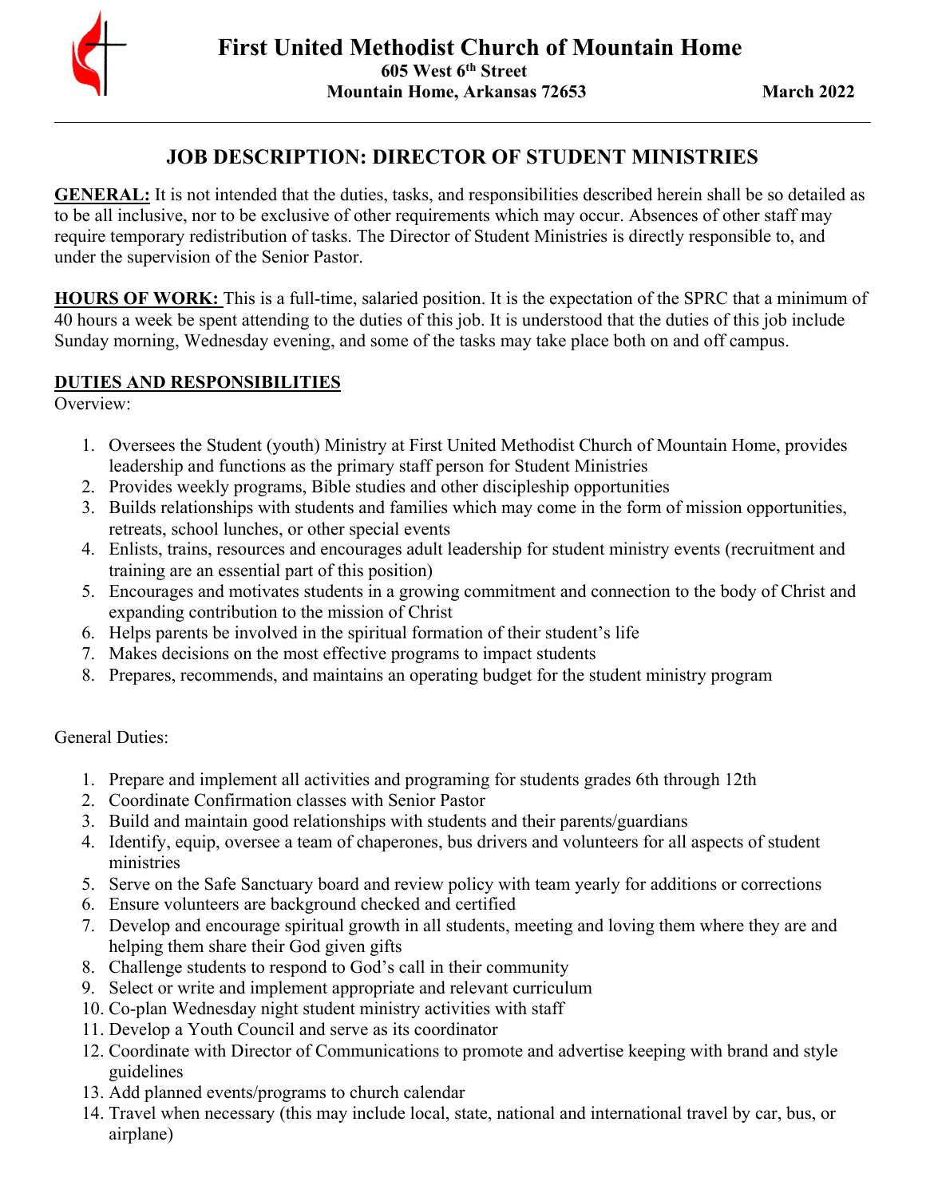# First United Methodist Church of Mountain Home

**605 West 6th Street**
**Mountain Home, Arkansas 72653** **March 2022**

---

## JOB DESCRIPTION: DIRECTOR OF STUDENT MINISTRIES

**GENERAL:** It is not intended that the duties, tasks, and responsibilities described herein shall be so detailed as to be all inclusive, nor to be exclusive of other requirements which may occur. Absences of other staff may require temporary redistribution of tasks. The Director of Student Ministries is directly responsible to, and under the supervision of the Senior Pastor.

**HOURS OF WORK:** This is a full-time, salaried position. It is the expectation of the SPRC that a minimum of 40 hours a week be spent attending to the duties of this job. It is understood that the duties of this job include Sunday morning, Wednesday evening, and some of the tasks may take place both on and off campus.

**DUTIES AND RESPONSIBILITIES**

Overview:

1. Oversees the Student (youth) Ministry at First United Methodist Church of Mountain Home, provides leadership and functions as the primary staff person for Student Ministries
2. Provides weekly programs, Bible studies and other discipleship opportunities
3. Builds relationships with students and families which may come in the form of mission opportunities, retreats, school lunches, or other special events
4. Enlists, trains, resources and encourages adult leadership for student ministry events (recruitment and training are an essential part of this position)
5. Encourages and motivates students in a growing commitment and connection to the body of Christ and expanding contribution to the mission of Christ
6. Helps parents be involved in the spiritual formation of their student's life
7. Makes decisions on the most effective programs to impact students
8. Prepares, recommends, and maintains an operating budget for the student ministry program

General Duties:

1. Prepare and implement all activities and programing for students grades 6th through 12th
2. Coordinate Confirmation classes with Senior Pastor
3. Build and maintain good relationships with students and their parents/guardians
4. Identify, equip, oversee a team of chaperones, bus drivers and volunteers for all aspects of student ministries
5. Serve on the Safe Sanctuary board and review policy with team yearly for additions or corrections
6. Ensure volunteers are background checked and certified
7. Develop and encourage spiritual growth in all students, meeting and loving them where they are and helping them share their God given gifts
8. Challenge students to respond to God's call in their community
9. Select or write and implement appropriate and relevant curriculum
10. Co-plan Wednesday night student ministry activities with staff
11. Develop a Youth Council and serve as its coordinator
12. Coordinate with Director of Communications to promote and advertise keeping with brand and style guidelines
13. Add planned events/programs to church calendar
14. Travel when necessary (this may include local, state, national and international travel by car, bus, or airplane)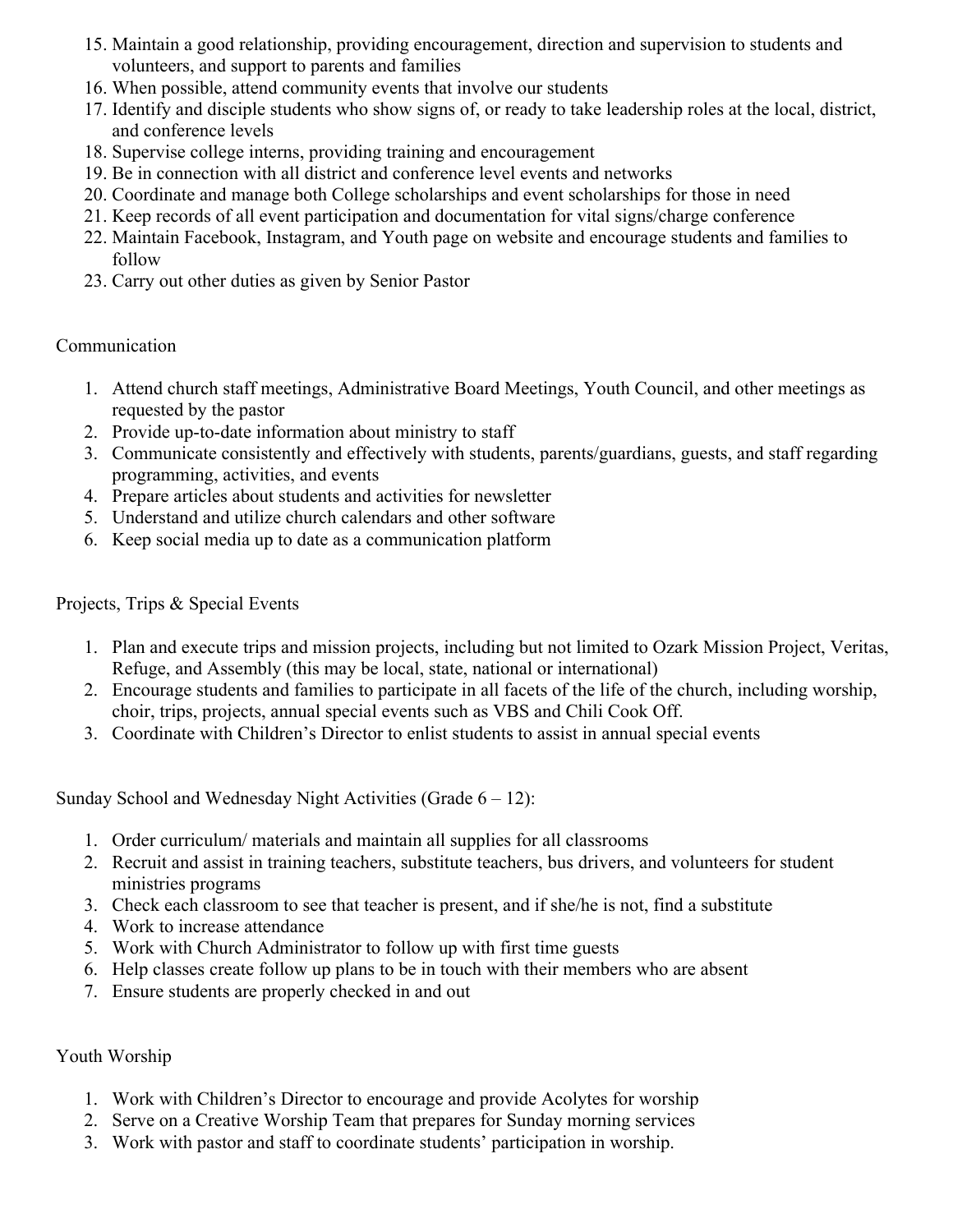15. Maintain a good relationship, providing encouragement, direction and supervision to students and volunteers, and support to parents and families
16. When possible, attend community events that involve our students
17. Identify and disciple students who show signs of, or ready to take leadership roles at the local, district, and conference levels
18. Supervise college interns, providing training and encouragement
19. Be in connection with all district and conference level events and networks
20. Coordinate and manage both College scholarships and event scholarships for those in need
21. Keep records of all event participation and documentation for vital signs/charge conference
22. Maintain Facebook, Instagram, and Youth page on website and encourage students and families to follow
23. Carry out other duties as given by Senior Pastor

Communication

1. Attend church staff meetings, Administrative Board Meetings, Youth Council, and other meetings as requested by the pastor
2. Provide up-to-date information about ministry to staff
3. Communicate consistently and effectively with students, parents/guardians, guests, and staff regarding programming, activities, and events
4. Prepare articles about students and activities for newsletter
5. Understand and utilize church calendars and other software
6. Keep social media up to date as a communication platform

Projects, Trips & Special Events

1. Plan and execute trips and mission projects, including but not limited to Ozark Mission Project, Veritas, Refuge, and Assembly (this may be local, state, national or international)
2. Encourage students and families to participate in all facets of the life of the church, including worship, choir, trips, projects, annual special events such as VBS and Chili Cook Off.
3. Coordinate with Children's Director to enlist students to assist in annual special events

Sunday School and Wednesday Night Activities (Grade 6 – 12):

1. Order curriculum/ materials and maintain all supplies for all classrooms
2. Recruit and assist in training teachers, substitute teachers, bus drivers, and volunteers for student ministries programs
3. Check each classroom to see that teacher is present, and if she/he is not, find a substitute
4. Work to increase attendance
5. Work with Church Administrator to follow up with first time guests
6. Help classes create follow up plans to be in touch with their members who are absent
7. Ensure students are properly checked in and out

Youth Worship

1. Work with Children's Director to encourage and provide Acolytes for worship
2. Serve on a Creative Worship Team that prepares for Sunday morning services
3. Work with pastor and staff to coordinate students' participation in worship.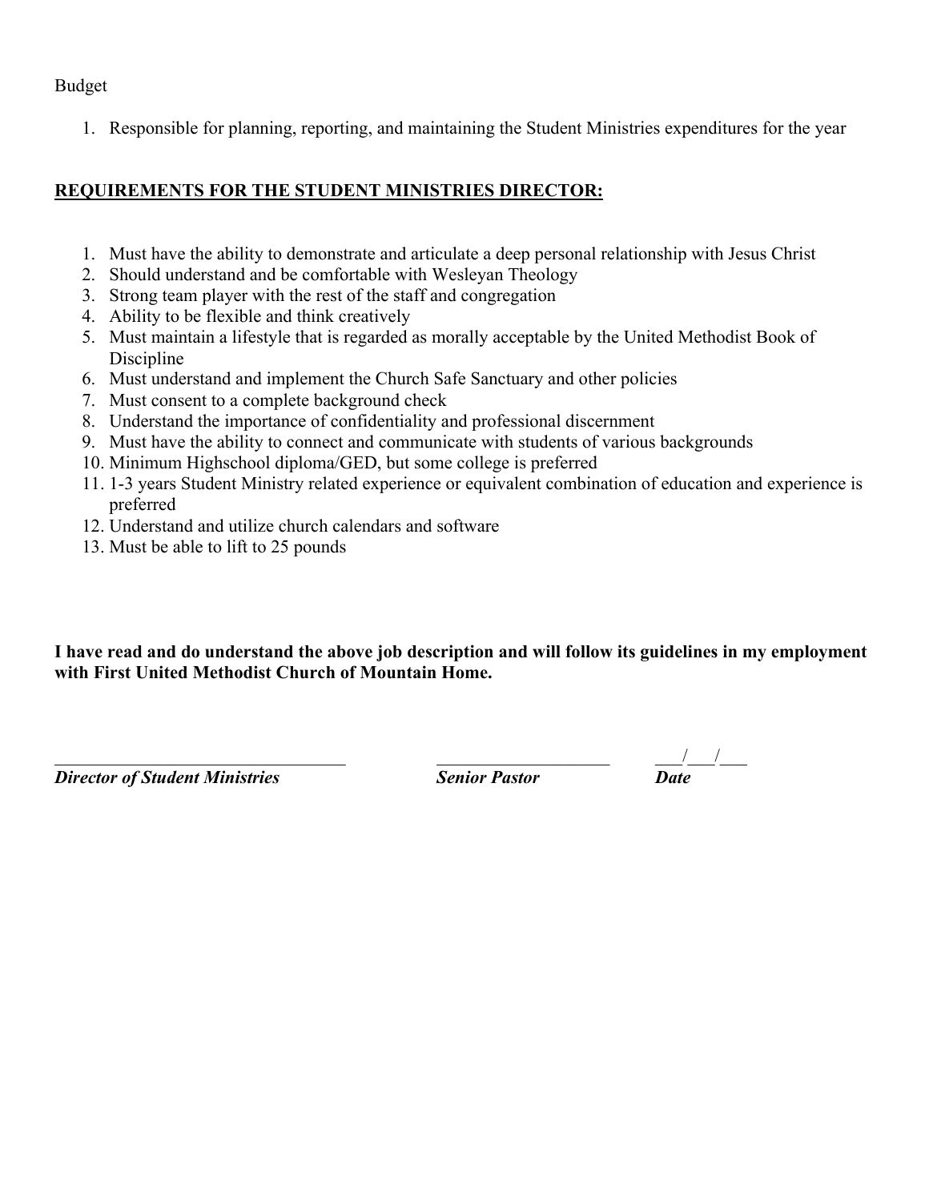Budget

1. Responsible for planning, reporting, and maintaining the Student Ministries expenditures for the year

**REQUIREMENTS FOR THE STUDENT MINISTRIES DIRECTOR:**

1. Must have the ability to demonstrate and articulate a deep personal relationship with Jesus Christ
2. Should understand and be comfortable with Wesleyan Theology
3. Strong team player with the rest of the staff and congregation
4. Ability to be flexible and think creatively
5. Must maintain a lifestyle that is regarded as morally acceptable by the United Methodist Book of Discipline
6. Must understand and implement the Church Safe Sanctuary and other policies
7. Must consent to a complete background check
8. Understand the importance of confidentiality and professional discernment
9. Must have the ability to connect and communicate with students of various backgrounds
10. Minimum Highschool diploma/GED, but some college is preferred
11. 1-3 years Student Ministry related experience or equivalent combination of education and experience is preferred
12. Understand and utilize church calendars and software
13. Must be able to lift to 25 pounds

**I have read and do understand the above job description and will follow its guidelines in my employment with First United Methodist Church of Mountain Home.**

_________________________________ ____________________ ___/___/___

***Director of Student Ministries*** ***Senior Pastor*** ***Date***